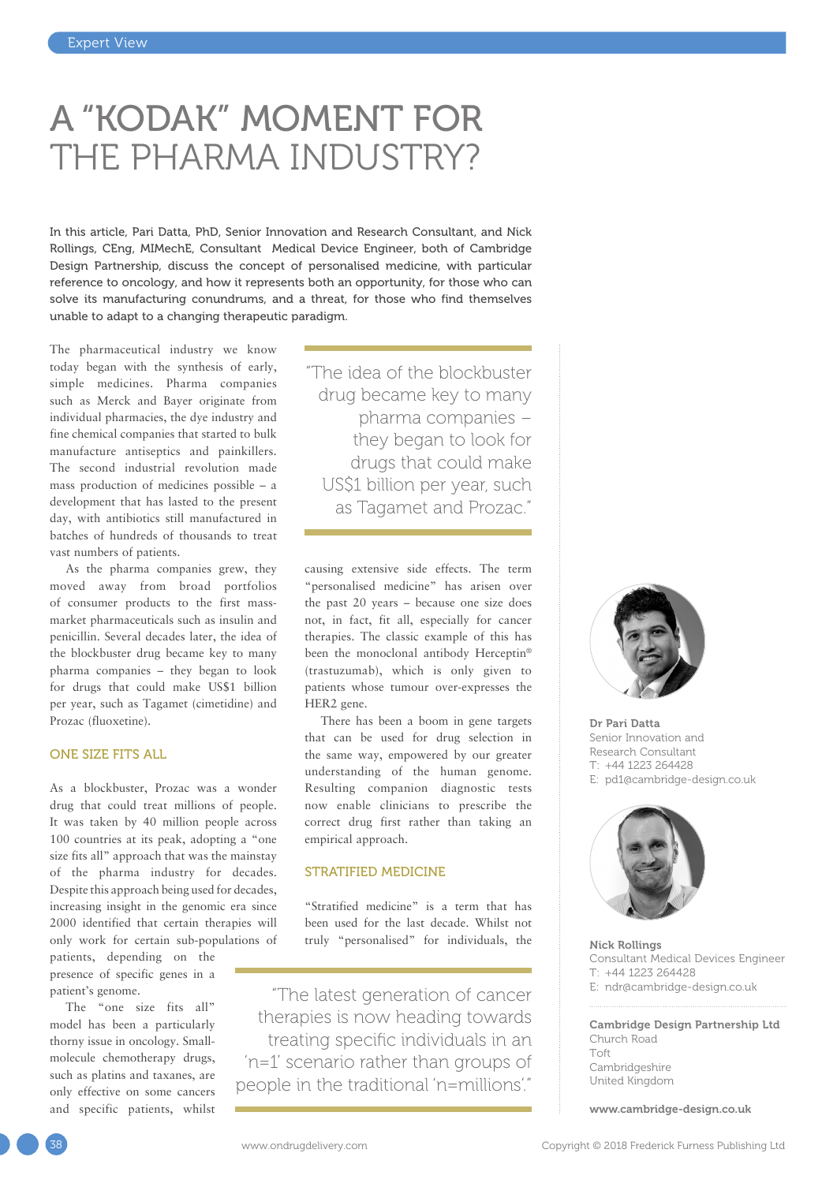# A "KODAK" MOMENT FOR THE PHARMA INDUSTRY?

**In this article, Pari Datta, PhD, Senior Innovation and Research Consultant, and Nick Rollings, CEng, MIMechE, Consultant Medical Device Engineer, both of Cambridge Design Partnership, discuss the concept of personalised medicine, with particular reference to oncology, and how it represents both an opportunity, for those who can solve its manufacturing conundrums, and a threat, for those who find themselves unable to adapt to a changing therapeutic paradigm.**

The pharmaceutical industry we know today began with the synthesis of early, simple medicines. Pharma companies such as Merck and Bayer originate from individual pharmacies, the dye industry and fine chemical companies that started to bulk manufacture antiseptics and painkillers. The second industrial revolution made mass production of medicines possible – a development that has lasted to the present day, with antibiotics still manufactured in batches of hundreds of thousands to treat vast numbers of patients.

As the pharma companies grew, they moved away from broad portfolios of consumer products to the first mass-market pharmaceuticals such as insulin and penicillin. Several decades later, the idea of the blockbuster drug became key to many pharma companies – they began to look for drugs that could make US$1 billion per year, such as Tagamet (cimetidine) and Prozac (fluoxetine).

> "The idea of the blockbuster drug became key to many pharma companies – they began to look for drugs that could make US$1 billion per year, such as Tagamet and Prozac."

## ONE SIZE FITS ALL

As a blockbuster, Prozac was a wonder drug that could treat millions of people. It was taken by 40 million people across 100 countries at its peak, adopting a "one size fits all" approach that was the mainstay of the pharma industry for decades. Despite this approach being used for decades, increasing insight in the genomic era since 2000 identified that certain therapies will only work for certain sub-populations of patients, depending on the presence of specific genes in a patient's genome.

The "one size fits all" model has been a particularly thorny issue in oncology. Small-molecule chemotherapy drugs, such as platins and taxanes, are only effective on some cancers and specific patients, whilst causing extensive side effects. The term "personalised medicine" has arisen over the past 20 years – because one size does not, in fact, fit all, especially for cancer therapies. The classic example of this has been the monoclonal antibody Herceptin® (trastuzumab), which is only given to patients whose tumour over-expresses the HER2 gene.

There has been a boom in gene targets that can be used for drug selection in the same way, empowered by our greater understanding of the human genome. Resulting companion diagnostic tests now enable clinicians to prescribe the correct drug first rather than taking an empirical approach.

## STRATIFIED MEDICINE

"Stratified medicine" is a term that has been used for the last decade. Whilst not truly "personalised" for individuals, the

> "The latest generation of cancer therapies is now heading towards treating specific individuals in an 'n=1' scenario rather than groups of people in the traditional 'n=millions'."

**Dr Pari Datta**
Senior Innovation and Research Consultant
T: +44 1223 264428
E: pd1@cambridge-design.co.uk

**Nick Rollings**
Consultant Medical Devices Engineer
T: +44 1223 264428
E: ndr@cambridge-design.co.uk

**Cambridge Design Partnership Ltd**
Church Road
Toft
Cambridgeshire
United Kingdom

**www.cambridge-design.co.uk**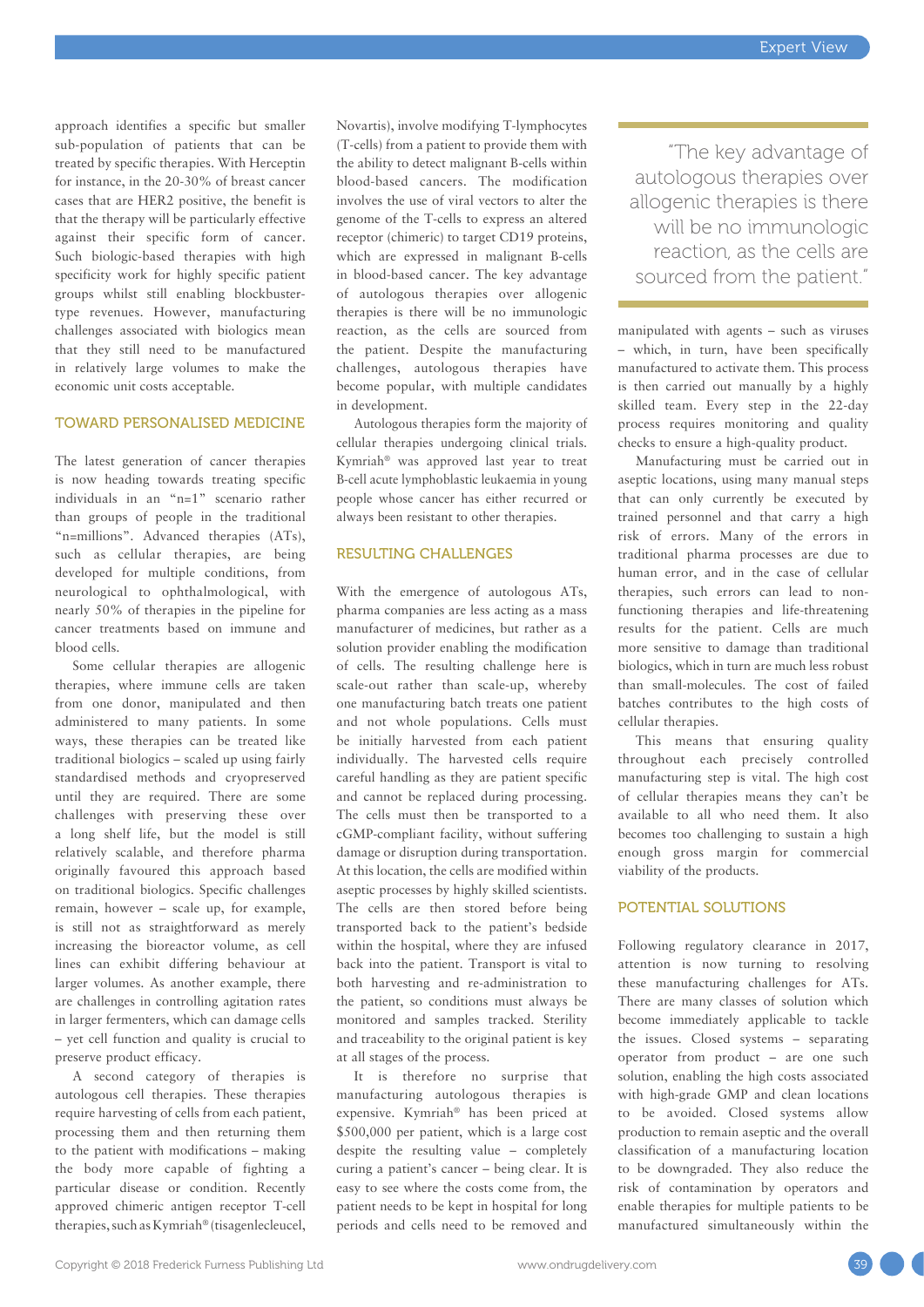approach identifies a specific but smaller sub-population of patients that can be treated by specific therapies. With Herceptin for instance, in the 20-30% of breast cancer cases that are HER2 positive, the benefit is that the therapy will be particularly effective against their specific form of cancer. Such biologic-based therapies with high specificity work for highly specific patient groups whilst still enabling blockbuster-type revenues. However, manufacturing challenges associated with biologics mean that they still need to be manufactured in relatively large volumes to make the economic unit costs acceptable.

## TOWARD PERSONALISED MEDICINE

The latest generation of cancer therapies is now heading towards treating specific individuals in an "n=1" scenario rather than groups of people in the traditional "n=millions". Advanced therapies (ATs), such as cellular therapies, are being developed for multiple conditions, from neurological to ophthalmological, with nearly 50% of therapies in the pipeline for cancer treatments based on immune and blood cells.

Some cellular therapies are allogenic therapies, where immune cells are taken from one donor, manipulated and then administered to many patients. In some ways, these therapies can be treated like traditional biologics – scaled up using fairly standardised methods and cryopreserved until they are required. There are some challenges with preserving these over a long shelf life, but the model is still relatively scalable, and therefore pharma originally favoured this approach based on traditional biologics. Specific challenges remain, however – scale up, for example, is still not as straightforward as merely increasing the bioreactor volume, as cell lines can exhibit differing behaviour at larger volumes. As another example, there are challenges in controlling agitation rates in larger fermenters, which can damage cells – yet cell function and quality is crucial to preserve product efficacy.

A second category of therapies is autologous cell therapies. These therapies require harvesting of cells from each patient, processing them and then returning them to the patient with modifications – making the body more capable of fighting a particular disease or condition. Recently approved chimeric antigen receptor T-cell therapies, such as Kymriah® (tisagenlecleucel, Novartis), involve modifying T-lymphocytes (T-cells) from a patient to provide them with the ability to detect malignant B-cells within blood-based cancers. The modification involves the use of viral vectors to alter the genome of the T-cells to express an altered receptor (chimeric) to target CD19 proteins, which are expressed in malignant B-cells in blood-based cancer. The key advantage of autologous therapies over allogenic therapies is there will be no immunologic reaction, as the cells are sourced from the patient. Despite the manufacturing challenges, autologous therapies have become popular, with multiple candidates in development.

Autologous therapies form the majority of cellular therapies undergoing clinical trials. Kymriah® was approved last year to treat B-cell acute lymphoblastic leukaemia in young people whose cancer has either recurred or always been resistant to other therapies.

## RESULTING CHALLENGES

With the emergence of autologous ATs, pharma companies are less acting as a mass manufacturer of medicines, but rather as a solution provider enabling the modification of cells. The resulting challenge here is scale-out rather than scale-up, whereby one manufacturing batch treats one patient and not whole populations. Cells must be initially harvested from each patient individually. The harvested cells require careful handling as they are patient specific and cannot be replaced during processing. The cells must then be transported to a cGMP-compliant facility, without suffering damage or disruption during transportation. At this location, the cells are modified within aseptic processes by highly skilled scientists. The cells are then stored before being transported back to the patient's bedside within the hospital, where they are infused back into the patient. Transport is vital to both harvesting and re-administration to the patient, so conditions must always be monitored and samples tracked. Sterility and traceability to the original patient is key at all stages of the process.

It is therefore no surprise that manufacturing autologous therapies is expensive. Kymriah® has been priced at $500,000 per patient, which is a large cost despite the resulting value – completely curing a patient's cancer – being clear. It is easy to see where the costs come from, the patient needs to be kept in hospital for long periods and cells need to be removed and manipulated with agents – such as viruses – which, in turn, have been specifically manufactured to activate them. This process is then carried out manually by a highly skilled team. Every step in the 22-day process requires monitoring and quality checks to ensure a high-quality product.

> "The key advantage of autologous therapies over allogenic therapies is there will be no immunologic reaction, as the cells are sourced from the patient."

Manufacturing must be carried out in aseptic locations, using many manual steps that can only currently be executed by trained personnel and that carry a high risk of errors. Many of the errors in traditional pharma processes are due to human error, and in the case of cellular therapies, such errors can lead to non-functioning therapies and life-threatening results for the patient. Cells are much more sensitive to damage than traditional biologics, which in turn are much less robust than small-molecules. The cost of failed batches contributes to the high costs of cellular therapies.

This means that ensuring quality throughout each precisely controlled manufacturing step is vital. The high cost of cellular therapies means they can't be available to all who need them. It also becomes too challenging to sustain a high enough gross margin for commercial viability of the products.

## POTENTIAL SOLUTIONS

Following regulatory clearance in 2017, attention is now turning to resolving these manufacturing challenges for ATs. There are many classes of solution which become immediately applicable to tackle the issues. Closed systems – separating operator from product – are one such solution, enabling the high costs associated with high-grade GMP and clean locations to be avoided. Closed systems allow production to remain aseptic and the overall classification of a manufacturing location to be downgraded. They also reduce the risk of contamination by operators and enable therapies for multiple patients to be manufactured simultaneously within the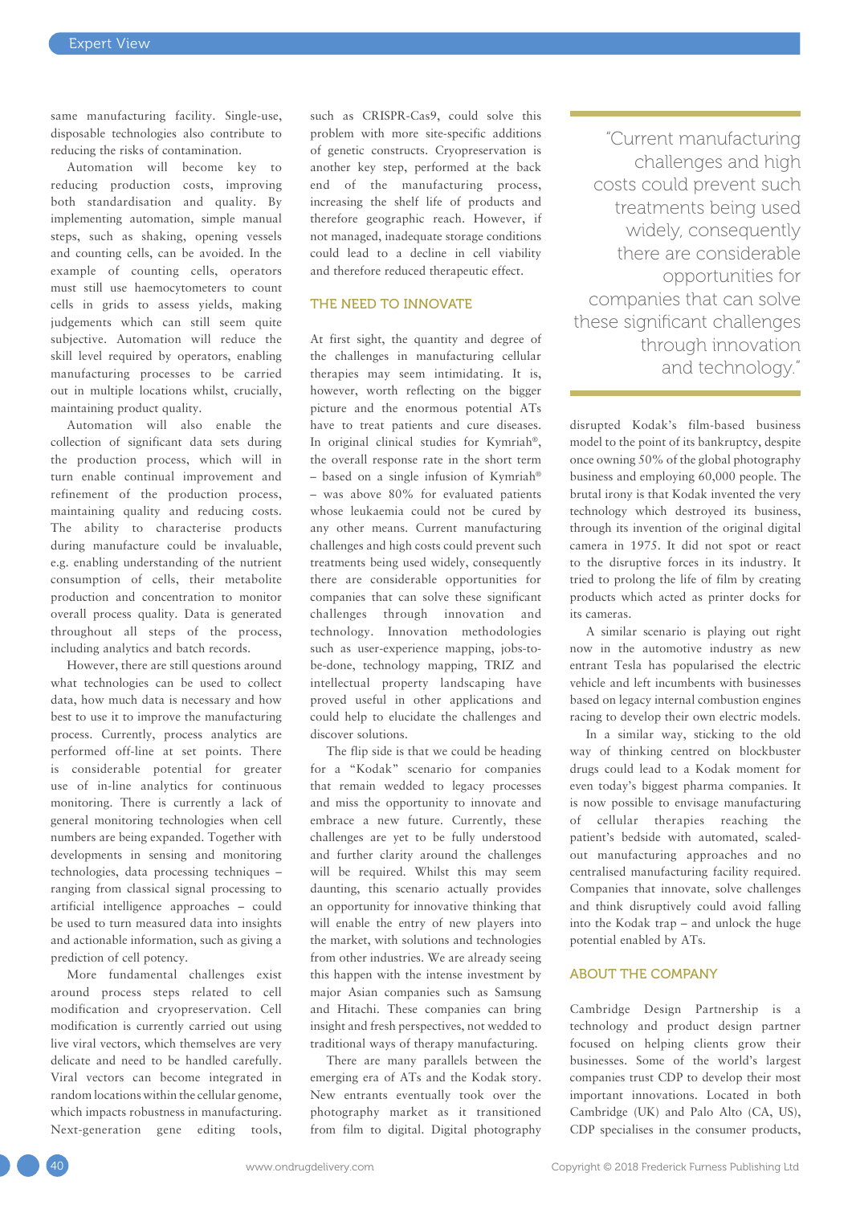same manufacturing facility. Single-use, disposable technologies also contribute to reducing the risks of contamination.

Automation will become key to reducing production costs, improving both standardisation and quality. By implementing automation, simple manual steps, such as shaking, opening vessels and counting cells, can be avoided. In the example of counting cells, operators must still use haemocytometers to count cells in grids to assess yields, making judgements which can still seem quite subjective. Automation will reduce the skill level required by operators, enabling manufacturing processes to be carried out in multiple locations whilst, crucially, maintaining product quality.

Automation will also enable the collection of significant data sets during the production process, which will in turn enable continual improvement and refinement of the production process, maintaining quality and reducing costs. The ability to characterise products during manufacture could be invaluable, e.g. enabling understanding of the nutrient consumption of cells, their metabolite production and concentration to monitor overall process quality. Data is generated throughout all steps of the process, including analytics and batch records.

However, there are still questions around what technologies can be used to collect data, how much data is necessary and how best to use it to improve the manufacturing process. Currently, process analytics are performed off-line at set points. There is considerable potential for greater use of in-line analytics for continuous monitoring. There is currently a lack of general monitoring technologies when cell numbers are being expanded. Together with developments in sensing and monitoring technologies, data processing techniques – ranging from classical signal processing to artificial intelligence approaches – could be used to turn measured data into insights and actionable information, such as giving a prediction of cell potency.

More fundamental challenges exist around process steps related to cell modification and cryopreservation. Cell modification is currently carried out using live viral vectors, which themselves are very delicate and need to be handled carefully. Viral vectors can become integrated in random locations within the cellular genome, which impacts robustness in manufacturing. Next-generation gene editing tools, such as CRISPR-Cas9, could solve this problem with more site-specific additions of genetic constructs. Cryopreservation is another key step, performed at the back end of the manufacturing process, increasing the shelf life of products and therefore geographic reach. However, if not managed, inadequate storage conditions could lead to a decline in cell viability and therefore reduced therapeutic effect.

## THE NEED TO INNOVATE

At first sight, the quantity and degree of the challenges in manufacturing cellular therapies may seem intimidating. It is, however, worth reflecting on the bigger picture and the enormous potential ATs have to treat patients and cure diseases. In original clinical studies for Kymriah®, the overall response rate in the short term – based on a single infusion of Kymriah® – was above 80% for evaluated patients whose leukaemia could not be cured by any other means. Current manufacturing challenges and high costs could prevent such treatments being used widely, consequently there are considerable opportunities for companies that can solve these significant challenges through innovation and technology. Innovation methodologies such as user-experience mapping, jobs-to-be-done, technology mapping, TRIZ and intellectual property landscaping have proved useful in other applications and could help to elucidate the challenges and discover solutions.

> "Current manufacturing challenges and high costs could prevent such treatments being used widely, consequently there are considerable opportunities for companies that can solve these significant challenges through innovation and technology."

The flip side is that we could be heading for a "Kodak" scenario for companies that remain wedded to legacy processes and miss the opportunity to innovate and embrace a new future. Currently, these challenges are yet to be fully understood and further clarity around the challenges will be required. Whilst this may seem daunting, this scenario actually provides an opportunity for innovative thinking that will enable the entry of new players into the market, with solutions and technologies from other industries. We are already seeing this happen with the intense investment by major Asian companies such as Samsung and Hitachi. These companies can bring insight and fresh perspectives, not wedded to traditional ways of therapy manufacturing.

There are many parallels between the emerging era of ATs and the Kodak story. New entrants eventually took over the photography market as it transitioned from film to digital. Digital photography disrupted Kodak's film-based business model to the point of its bankruptcy, despite once owning 50% of the global photography business and employing 60,000 people. The brutal irony is that Kodak invented the very technology which destroyed its business, through its invention of the original digital camera in 1975. It did not spot or react to the disruptive forces in its industry. It tried to prolong the life of film by creating products which acted as printer docks for its cameras.

A similar scenario is playing out right now in the automotive industry as new entrant Tesla has popularised the electric vehicle and left incumbents with businesses based on legacy internal combustion engines racing to develop their own electric models.

In a similar way, sticking to the old way of thinking centred on blockbuster drugs could lead to a Kodak moment for even today's biggest pharma companies. It is now possible to envisage manufacturing of cellular therapies reaching the patient's bedside with automated, scaled-out manufacturing approaches and no centralised manufacturing facility required. Companies that innovate, solve challenges and think disruptively could avoid falling into the Kodak trap – and unlock the huge potential enabled by ATs.

## ABOUT THE COMPANY

Cambridge Design Partnership is a technology and product design partner focused on helping clients grow their businesses. Some of the world's largest companies trust CDP to develop their most important innovations. Located in both Cambridge (UK) and Palo Alto (CA, US), CDP specialises in the consumer products,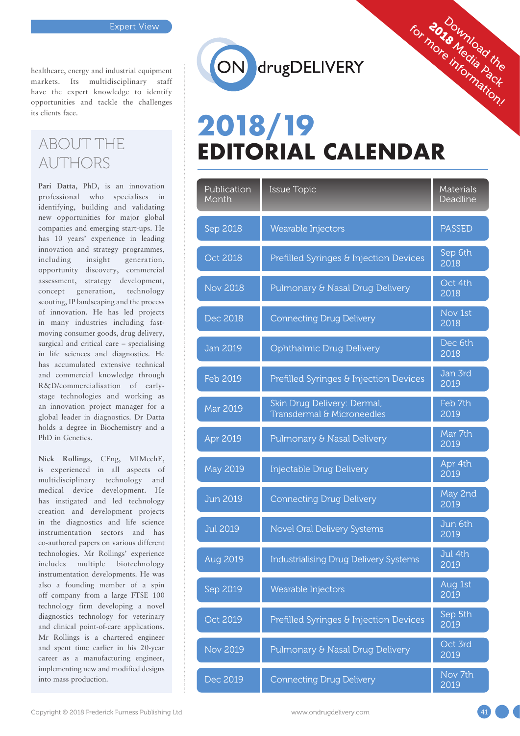healthcare, energy and industrial equipment markets. Its multidisciplinary staff have the expert knowledge to identify opportunities and tackle the challenges its clients face.

## ABOUT THE AUTHORS

**Pari Datta**, PhD, is an innovation professional who specialises in identifying, building and validating new opportunities for major global companies and emerging start-ups. He has 10 years' experience in leading innovation and strategy programmes, including insight generation, opportunity discovery, commercial assessment, strategy development, concept generation, technology scouting, IP landscaping and the process of innovation. He has led projects in many industries including fast-moving consumer goods, drug delivery, surgical and critical care – specialising in life sciences and diagnostics. He has accumulated extensive technical and commercial knowledge through R&D/commercialisation of early-stage technologies and working as an innovation project manager for a global leader in diagnostics. Dr Datta holds a degree in Biochemistry and a PhD in Genetics.

**Nick Rollings**, CEng, MIMechE, is experienced in all aspects of multidisciplinary technology and medical device development. He has instigated and led technology creation and development projects in the diagnostics and life science instrumentation sectors and has co-authored papers on various different technologies. Mr Rollings' experience includes multiple biotechnology instrumentation developments. He was also a founding member of a spin off company from a large FTSE 100 technology firm developing a novel diagnostics technology for veterinary and clinical point-of-care applications. Mr Rollings is a chartered engineer and spent time earlier in his 20-year career as a manufacturing engineer, implementing new and modified designs into mass production.

ON drugDELIVERY

Download the **2018** Media Pack for more information!

# 2018/19 EDITORIAL CALENDAR

| Publication Month | Issue Topic | Materials Deadline |
|---|---|---|
| Sep 2018 | Wearable Injectors | PASSED |
| Oct 2018 | Prefilled Syringes & Injection Devices | Sep 6th 2018 |
| Nov 2018 | Pulmonary & Nasal Drug Delivery | Oct 4th 2018 |
| Dec 2018 | Connecting Drug Delivery | Nov 1st 2018 |
| Jan 2019 | Ophthalmic Drug Delivery | Dec 6th 2018 |
| Feb 2019 | Prefilled Syringes & Injection Devices | Jan 3rd 2019 |
| Mar 2019 | Skin Drug Delivery: Dermal, Transdermal & Microneedles | Feb 7th 2019 |
| Apr 2019 | Pulmonary & Nasal Delivery | Mar 7th 2019 |
| May 2019 | Injectable Drug Delivery | Apr 4th 2019 |
| Jun 2019 | Connecting Drug Delivery | May 2nd 2019 |
| Jul 2019 | Novel Oral Delivery Systems | Jun 6th 2019 |
| Aug 2019 | Industrialising Drug Delivery Systems | Jul 4th 2019 |
| Sep 2019 | Wearable Injectors | Aug 1st 2019 |
| Oct 2019 | Prefilled Syringes & Injection Devices | Sep 5th 2019 |
| Nov 2019 | Pulmonary & Nasal Drug Delivery | Oct 3rd 2019 |
| Dec 2019 | Connecting Drug Delivery | Nov 7th 2019 |